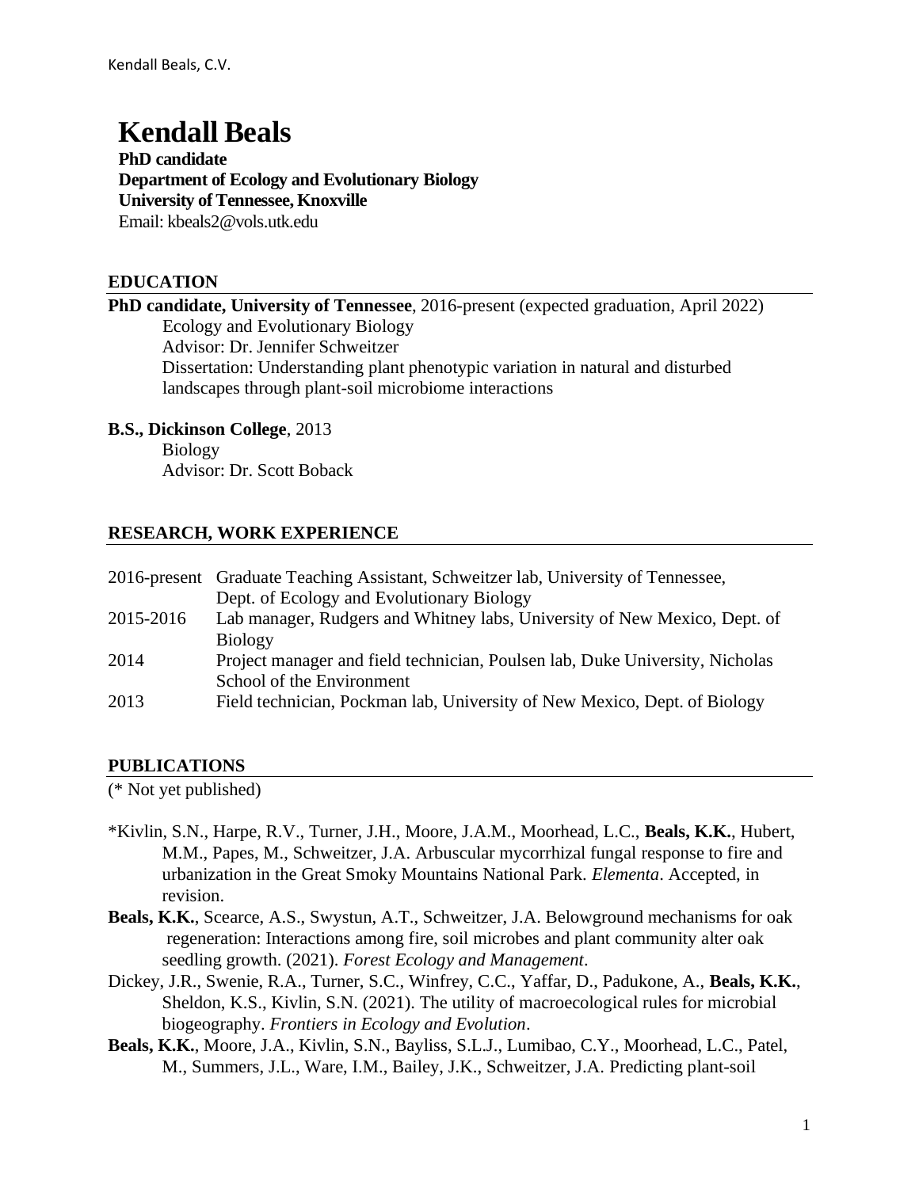# Kendall Beals

**PhD candidate**
**Department of Ecology and Evolutionary Biology**
**University of Tennessee, Knoxville**
Email: kbeals2@vols.utk.edu

## EDUCATION

**PhD candidate, University of Tennessee**, 2016-present (expected graduation, April 2022)
Ecology and Evolutionary Biology
Advisor: Dr. Jennifer Schweitzer
Dissertation: Understanding plant phenotypic variation in natural and disturbed landscapes through plant-soil microbiome interactions

**B.S., Dickinson College**, 2013
Biology
Advisor: Dr. Scott Boback

## RESEARCH, WORK EXPERIENCE

| | |
|---|---|
| 2016-present | Graduate Teaching Assistant, Schweitzer lab, University of Tennessee, Dept. of Ecology and Evolutionary Biology |
| 2015-2016 | Lab manager, Rudgers and Whitney labs, University of New Mexico, Dept. of Biology |
| 2014 | Project manager and field technician, Poulsen lab, Duke University, Nicholas School of the Environment |
| 2013 | Field technician, Pockman lab, University of New Mexico, Dept. of Biology |

## PUBLICATIONS

(* Not yet published)

*Kivlin, S.N., Harpe, R.V., Turner, J.H., Moore, J.A.M., Moorhead, L.C., **Beals, K.K.**, Hubert, M.M., Papes, M., Schweitzer, J.A. Arbuscular mycorrhizal fungal response to fire and urbanization in the Great Smoky Mountains National Park. *Elementa*. Accepted, in revision.

**Beals, K.K.**, Scearce, A.S., Swystun, A.T., Schweitzer, J.A. Belowground mechanisms for oak regeneration: Interactions among fire, soil microbes and plant community alter oak seedling growth. (2021). *Forest Ecology and Management*.

Dickey, J.R., Swenie, R.A., Turner, S.C., Winfrey, C.C., Yaffar, D., Padukone, A., **Beals, K.K.**, Sheldon, K.S., Kivlin, S.N. (2021). The utility of macroecological rules for microbial biogeography. *Frontiers in Ecology and Evolution*.

**Beals, K.K.**, Moore, J.A., Kivlin, S.N., Bayliss, S.L.J., Lumibao, C.Y., Moorhead, L.C., Patel, M., Summers, J.L., Ware, I.M., Bailey, J.K., Schweitzer, J.A. Predicting plant-soil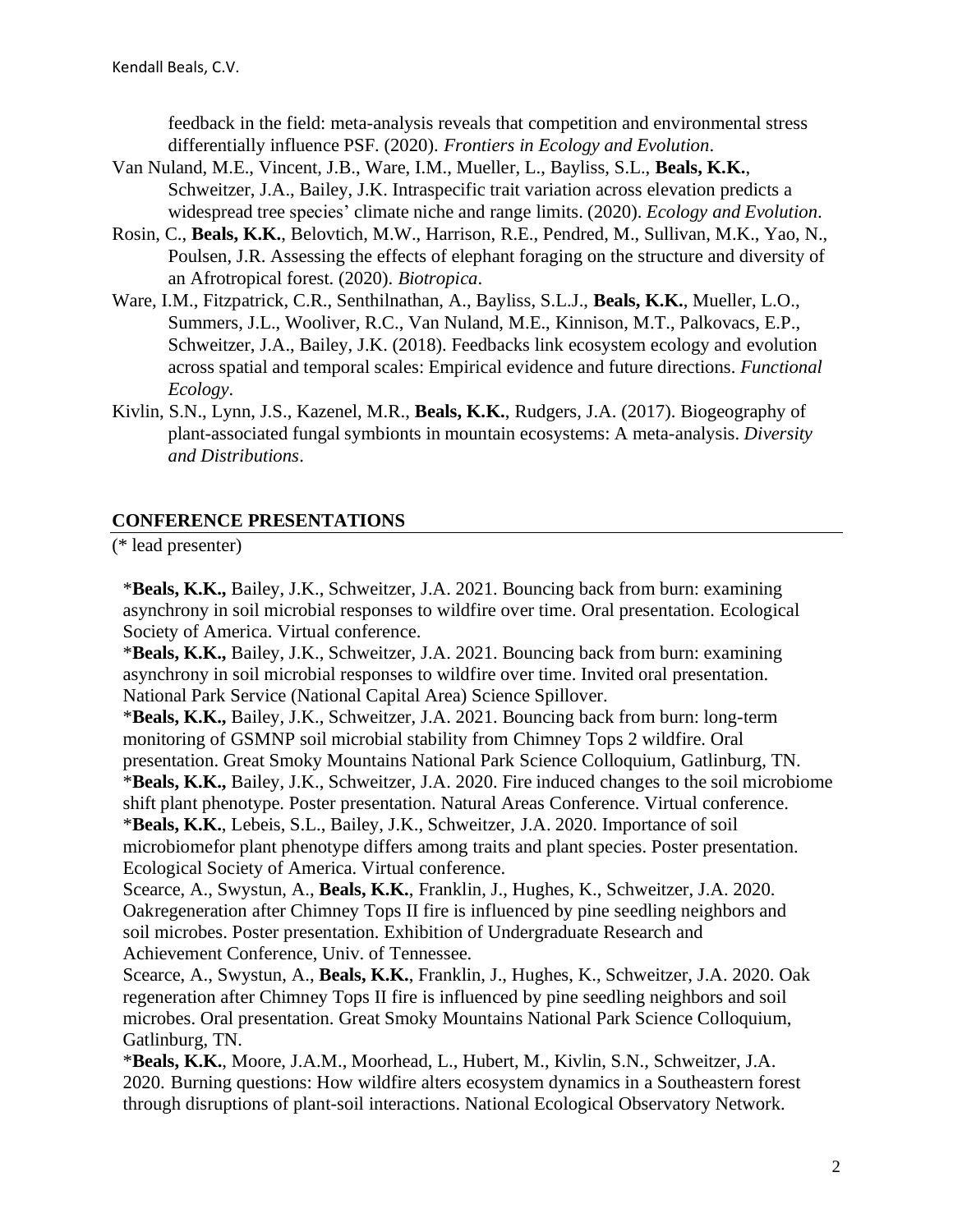feedback in the field: meta-analysis reveals that competition and environmental stress differentially influence PSF. (2020). *Frontiers in Ecology and Evolution*.

Van Nuland, M.E., Vincent, J.B., Ware, I.M., Mueller, L., Bayliss, S.L., **Beals, K.K.**, Schweitzer, J.A., Bailey, J.K. Intraspecific trait variation across elevation predicts a widespread tree species' climate niche and range limits. (2020). *Ecology and Evolution*.

Rosin, C., **Beals, K.K.**, Belovtich, M.W., Harrison, R.E., Pendred, M., Sullivan, M.K., Yao, N., Poulsen, J.R. Assessing the effects of elephant foraging on the structure and diversity of an Afrotropical forest. (2020). *Biotropica*.

Ware, I.M., Fitzpatrick, C.R., Senthilnathan, A., Bayliss, S.L.J., **Beals, K.K.**, Mueller, L.O., Summers, J.L., Wooliver, R.C., Van Nuland, M.E., Kinnison, M.T., Palkovacs, E.P., Schweitzer, J.A., Bailey, J.K. (2018). Feedbacks link ecosystem ecology and evolution across spatial and temporal scales: Empirical evidence and future directions. *Functional Ecology*.

Kivlin, S.N., Lynn, J.S., Kazenel, M.R., **Beals, K.K.**, Rudgers, J.A. (2017). Biogeography of plant-associated fungal symbionts in mountain ecosystems: A meta-analysis. *Diversity and Distributions*.

## CONFERENCE PRESENTATIONS

(* lead presenter)

*__Beals, K.K.,__ Bailey, J.K., Schweitzer, J.A. 2021. Bouncing back from burn: examining asynchrony in soil microbial responses to wildfire over time. Oral presentation. Ecological Society of America. Virtual conference.

*__Beals, K.K.,__ Bailey, J.K., Schweitzer, J.A. 2021. Bouncing back from burn: examining asynchrony in soil microbial responses to wildfire over time. Invited oral presentation. National Park Service (National Capital Area) Science Spillover.

*__Beals, K.K.,__ Bailey, J.K., Schweitzer, J.A. 2021. Bouncing back from burn: long-term monitoring of GSMNP soil microbial stability from Chimney Tops 2 wildfire. Oral presentation. Great Smoky Mountains National Park Science Colloquium, Gatlinburg, TN.

*__Beals, K.K.,__ Bailey, J.K., Schweitzer, J.A. 2020. Fire induced changes to the soil microbiome shift plant phenotype. Poster presentation. Natural Areas Conference. Virtual conference.

*__Beals, K.K.__, Lebeis, S.L., Bailey, J.K., Schweitzer, J.A. 2020. Importance of soil microbiomefor plant phenotype differs among traits and plant species. Poster presentation. Ecological Society of America. Virtual conference.

Scearce, A., Swystun, A., **Beals, K.K.**, Franklin, J., Hughes, K., Schweitzer, J.A. 2020. Oakregeneration after Chimney Tops II fire is influenced by pine seedling neighbors and soil microbes. Poster presentation. Exhibition of Undergraduate Research and Achievement Conference, Univ. of Tennessee.

Scearce, A., Swystun, A., **Beals, K.K.**, Franklin, J., Hughes, K., Schweitzer, J.A. 2020. Oak regeneration after Chimney Tops II fire is influenced by pine seedling neighbors and soil microbes. Oral presentation. Great Smoky Mountains National Park Science Colloquium, Gatlinburg, TN.

*__Beals, K.K.__, Moore, J.A.M., Moorhead, L., Hubert, M., Kivlin, S.N., Schweitzer, J.A. 2020. Burning questions: How wildfire alters ecosystem dynamics in a Southeastern forest through disruptions of plant-soil interactions. National Ecological Observatory Network.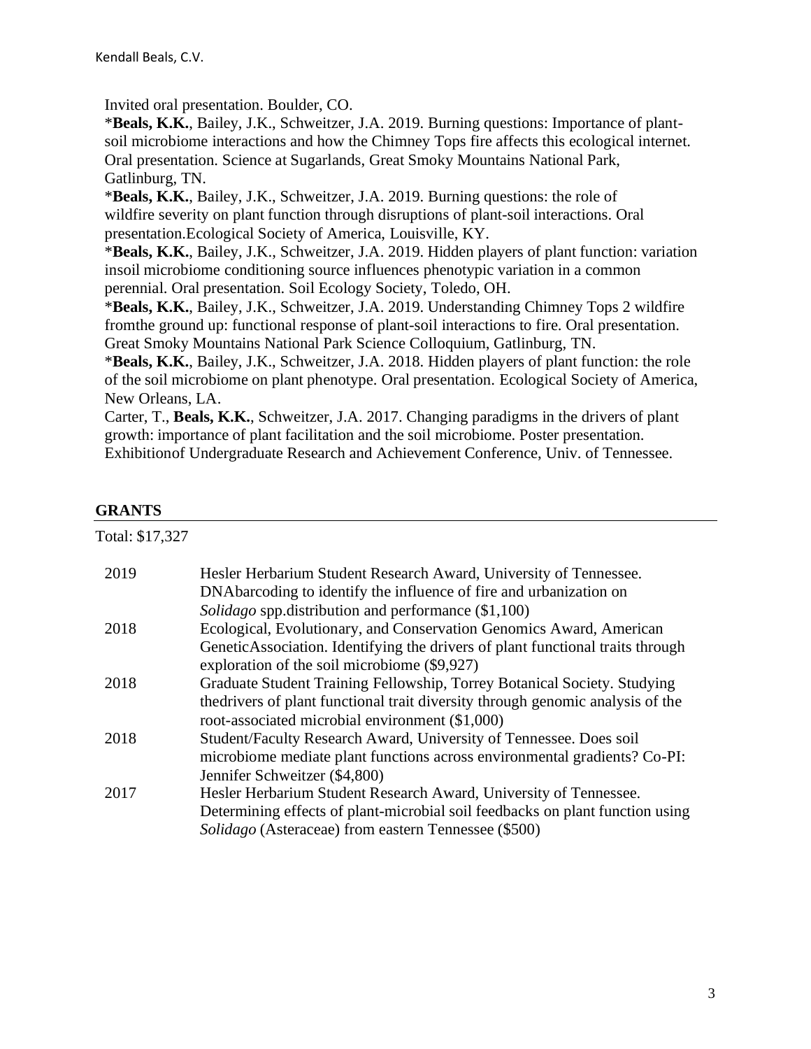Invited oral presentation. Boulder, CO.

*__Beals, K.K.__, Bailey, J.K., Schweitzer, J.A. 2019. Burning questions: Importance of plant-soil microbiome interactions and how the Chimney Tops fire affects this ecological internet. Oral presentation. Science at Sugarlands, Great Smoky Mountains National Park, Gatlinburg, TN.

*__Beals, K.K.__, Bailey, J.K., Schweitzer, J.A. 2019. Burning questions: the role of wildfire severity on plant function through disruptions of plant-soil interactions. Oral presentation.Ecological Society of America, Louisville, KY.

*__Beals, K.K.__, Bailey, J.K., Schweitzer, J.A. 2019. Hidden players of plant function: variation insoil microbiome conditioning source influences phenotypic variation in a common perennial. Oral presentation. Soil Ecology Society, Toledo, OH.

*__Beals, K.K.__, Bailey, J.K., Schweitzer, J.A. 2019. Understanding Chimney Tops 2 wildfire fromthe ground up: functional response of plant-soil interactions to fire. Oral presentation. Great Smoky Mountains National Park Science Colloquium, Gatlinburg, TN.

*__Beals, K.K.__, Bailey, J.K., Schweitzer, J.A. 2018. Hidden players of plant function: the role of the soil microbiome on plant phenotype. Oral presentation. Ecological Society of America, New Orleans, LA.

Carter, T., **Beals, K.K.**, Schweitzer, J.A. 2017. Changing paradigms in the drivers of plant growth: importance of plant facilitation and the soil microbiome. Poster presentation. Exhibitionof Undergraduate Research and Achievement Conference, Univ. of Tennessee.

## GRANTS

Total: $17,327

| | |
|---|---|
| 2019 | Hesler Herbarium Student Research Award, University of Tennessee. DNAbarcoding to identify the influence of fire and urbanization on *Solidago* spp.distribution and performance ($1,100) |
| 2018 | Ecological, Evolutionary, and Conservation Genomics Award, American GeneticAssociation. Identifying the drivers of plant functional traits through exploration of the soil microbiome ($9,927) |
| 2018 | Graduate Student Training Fellowship, Torrey Botanical Society. Studying thedrivers of plant functional trait diversity through genomic analysis of the root-associated microbial environment ($1,000) |
| 2018 | Student/Faculty Research Award, University of Tennessee. Does soil microbiome mediate plant functions across environmental gradients? Co-PI: Jennifer Schweitzer ($4,800) |
| 2017 | Hesler Herbarium Student Research Award, University of Tennessee. Determining effects of plant-microbial soil feedbacks on plant function using *Solidago* (Asteraceae) from eastern Tennessee ($500) |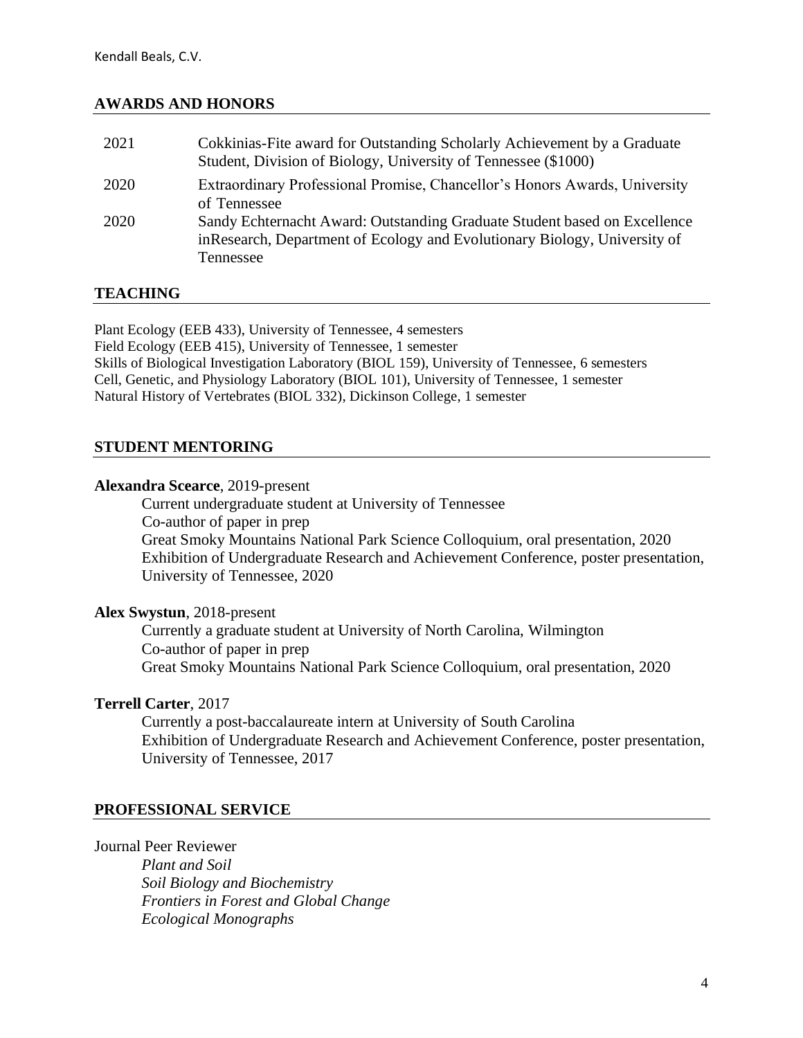## AWARDS AND HONORS

| | |
|---|---|
| 2021 | Cokkinias-Fite award for Outstanding Scholarly Achievement by a Graduate Student, Division of Biology, University of Tennessee ($1000) |
| 2020 | Extraordinary Professional Promise, Chancellor's Honors Awards, University of Tennessee |
| 2020 | Sandy Echternacht Award: Outstanding Graduate Student based on Excellence inResearch, Department of Ecology and Evolutionary Biology, University of Tennessee |

## TEACHING

Plant Ecology (EEB 433), University of Tennessee, 4 semesters
Field Ecology (EEB 415), University of Tennessee, 1 semester
Skills of Biological Investigation Laboratory (BIOL 159), University of Tennessee, 6 semesters
Cell, Genetic, and Physiology Laboratory (BIOL 101), University of Tennessee, 1 semester
Natural History of Vertebrates (BIOL 332), Dickinson College, 1 semester

## STUDENT MENTORING

**Alexandra Scearce**, 2019-present

Current undergraduate student at University of Tennessee
Co-author of paper in prep
Great Smoky Mountains National Park Science Colloquium, oral presentation, 2020
Exhibition of Undergraduate Research and Achievement Conference, poster presentation, University of Tennessee, 2020

**Alex Swystun**, 2018-present

Currently a graduate student at University of North Carolina, Wilmington
Co-author of paper in prep
Great Smoky Mountains National Park Science Colloquium, oral presentation, 2020

**Terrell Carter**, 2017

Currently a post-baccalaureate intern at University of South Carolina
Exhibition of Undergraduate Research and Achievement Conference, poster presentation, University of Tennessee, 2017

## PROFESSIONAL SERVICE

Journal Peer Reviewer

*Plant and Soil*
*Soil Biology and Biochemistry*
*Frontiers in Forest and Global Change*
*Ecological Monographs*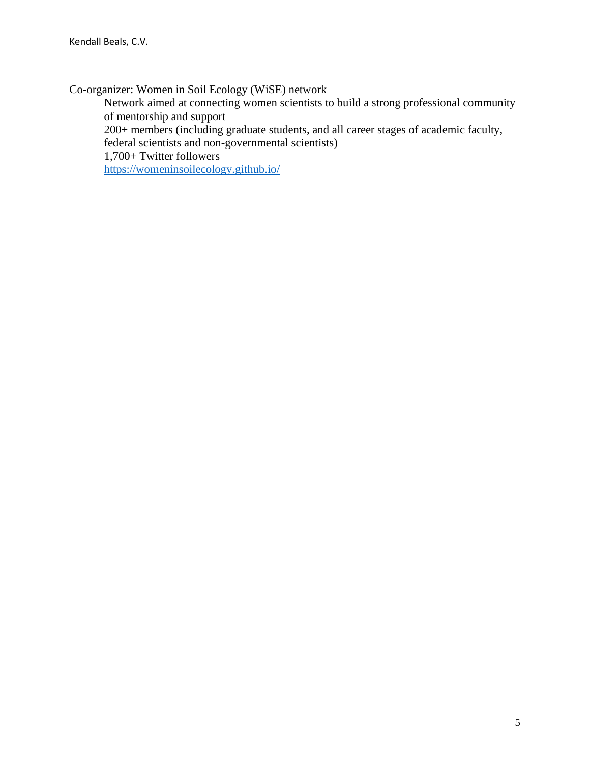Co-organizer: Women in Soil Ecology (WiSE) network

Network aimed at connecting women scientists to build a strong professional community of mentorship and support

200+ members (including graduate students, and all career stages of academic faculty, federal scientists and non-governmental scientists)

1,700+ Twitter followers

https://womeninsoilecology.github.io/